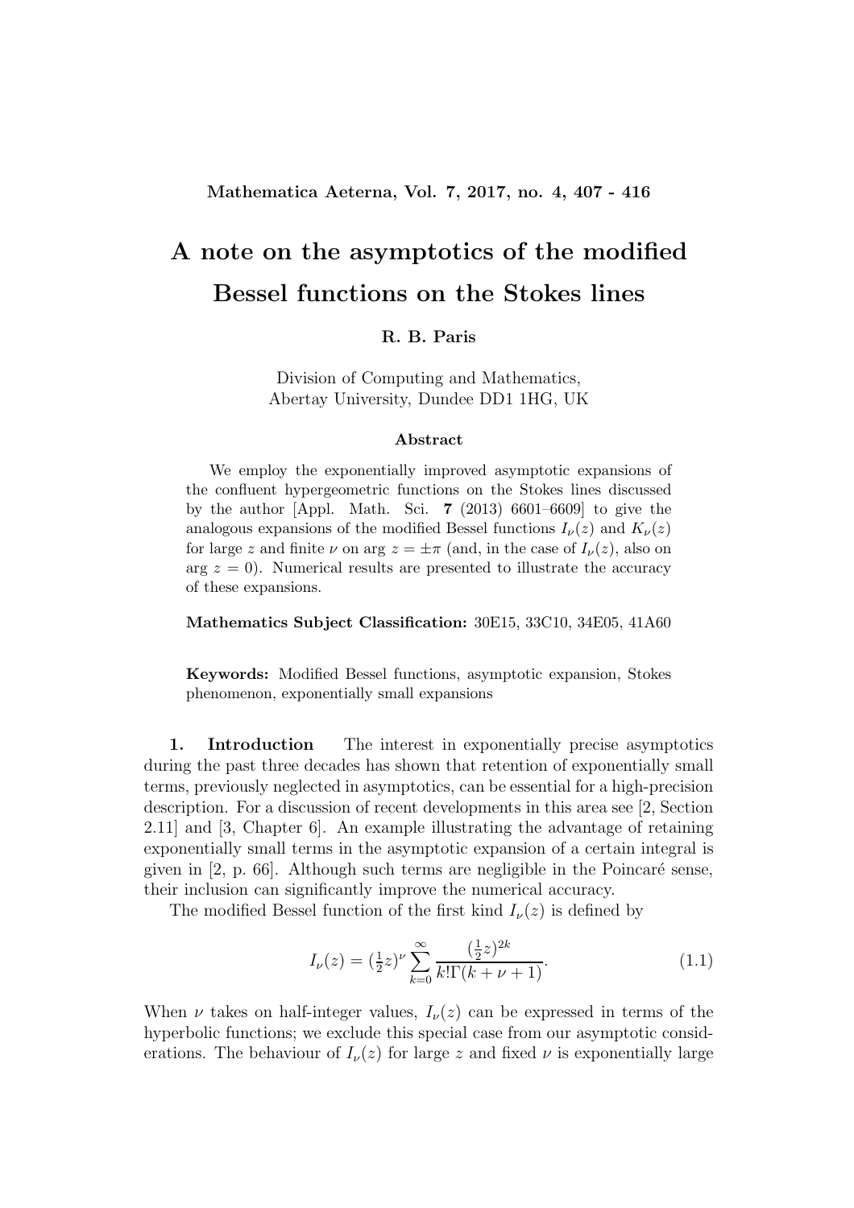# A note on the asymptotics of the modified Bessel functions on the Stokes lines

**R. B. Paris**

Division of Computing and Mathematics,
Abertay University, Dundee DD1 1HG, UK

### Abstract

We employ the exponentially improved asymptotic expansions of the confluent hypergeometric functions on the Stokes lines discussed by the author [Appl. Math. Sci. **7** (2013) 6601–6609] to give the analogous expansions of the modified Bessel functions $I_\nu(z)$ and $K_\nu(z)$ for large $z$ and finite $\nu$ on $\arg z = \pm\pi$ (and, in the case of $I_\nu(z)$, also on $\arg z = 0$). Numerical results are presented to illustrate the accuracy of these expansions.

**Mathematics Subject Classification:** 30E15, 33C10, 34E05, 41A60

**Keywords:** Modified Bessel functions, asymptotic expansion, Stokes phenomenon, exponentially small expansions

**1. Introduction** The interest in exponentially precise asymptotics during the past three decades has shown that retention of exponentially small terms, previously neglected in asymptotics, can be essential for a high-precision description. For a discussion of recent developments in this area see [2, Section 2.11] and [3, Chapter 6]. An example illustrating the advantage of retaining exponentially small terms in the asymptotic expansion of a certain integral is given in [2, p. 66]. Although such terms are negligible in the Poincaré sense, their inclusion can significantly improve the numerical accuracy.

The modified Bessel function of the first kind $I_\nu(z)$ is defined by

$$I_\nu(z) = (\tfrac{1}{2}z)^\nu \sum_{k=0}^{\infty} \frac{(\frac{1}{2}z)^{2k}}{k!\Gamma(k+\nu+1)}. \tag{1.1}$$

When $\nu$ takes on half-integer values, $I_\nu(z)$ can be expressed in terms of the hyperbolic functions; we exclude this special case from our asymptotic considerations. The behaviour of $I_\nu(z)$ for large $z$ and fixed $\nu$ is exponentially large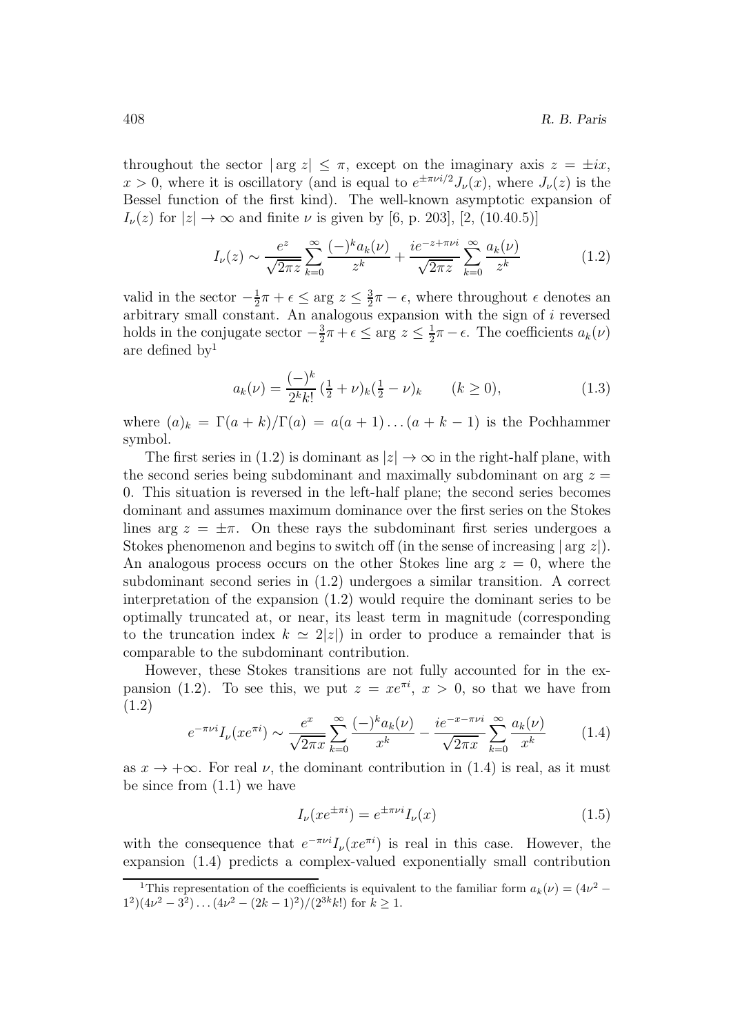throughout the sector $|\arg z| \leq \pi$, except on the imaginary axis $z = \pm ix$, $x > 0$, where it is oscillatory (and is equal to $e^{\pm\pi\nu i/2} J_\nu(x)$, where $J_\nu(z)$ is the Bessel function of the first kind). The well-known asymptotic expansion of $I_\nu(z)$ for $|z| \to \infty$ and finite $\nu$ is given by [6, p. 203], [2, (10.40.5)]

$$I_\nu(z) \sim \frac{e^z}{\sqrt{2\pi z}} \sum_{k=0}^{\infty} \frac{(-)^k a_k(\nu)}{z^k} + \frac{ie^{-z+\pi\nu i}}{\sqrt{2\pi z}} \sum_{k=0}^{\infty} \frac{a_k(\nu)}{z^k} \tag{1.2}$$

valid in the sector $-\frac{1}{2}\pi + \epsilon \leq \arg z \leq \frac{3}{2}\pi - \epsilon$, where throughout $\epsilon$ denotes an arbitrary small constant. An analogous expansion with the sign of $i$ reversed holds in the conjugate sector $-\frac{3}{2}\pi + \epsilon \leq \arg z \leq \frac{1}{2}\pi - \epsilon$. The coefficients $a_k(\nu)$ are defined by[1]

$$a_k(\nu) = \frac{(-)^k}{2^k k!} (\tfrac{1}{2} + \nu)_k (\tfrac{1}{2} - \nu)_k \qquad (k \geq 0), \tag{1.3}$$

where $(a)_k = \Gamma(a+k)/\Gamma(a) = a(a+1)\ldots(a+k-1)$ is the Pochhammer symbol.

The first series in (1.2) is dominant as $|z| \to \infty$ in the right-half plane, with the second series being subdominant and maximally subdominant on $\arg z = 0$. This situation is reversed in the left-half plane; the second series becomes dominant and assumes maximum dominance over the first series on the Stokes lines $\arg z = \pm\pi$. On these rays the subdominant first series undergoes a Stokes phenomenon and begins to switch off (in the sense of increasing $|\arg z|$). An analogous process occurs on the other Stokes line $\arg z = 0$, where the subdominant second series in (1.2) undergoes a similar transition. A correct interpretation of the expansion (1.2) would require the dominant series to be optimally truncated at, or near, its least term in magnitude (corresponding to the truncation index $k \simeq 2|z|$) in order to produce a remainder that is comparable to the subdominant contribution.

However, these Stokes transitions are not fully accounted for in the expansion (1.2). To see this, we put $z = xe^{\pi i}$, $x > 0$, so that we have from (1.2)

$$e^{-\pi\nu i} I_\nu(xe^{\pi i}) \sim \frac{e^x}{\sqrt{2\pi x}} \sum_{k=0}^{\infty} \frac{(-)^k a_k(\nu)}{x^k} - \frac{ie^{-x-\pi\nu i}}{\sqrt{2\pi x}} \sum_{k=0}^{\infty} \frac{a_k(\nu)}{x^k} \tag{1.4}$$

as $x \to +\infty$. For real $\nu$, the dominant contribution in (1.4) is real, as it must be since from (1.1) we have

$$I_\nu(xe^{\pm\pi i}) = e^{\pm\pi\nu i} I_\nu(x) \tag{1.5}$$

with the consequence that $e^{-\pi\nu i} I_\nu(xe^{\pi i})$ is real in this case. However, the expansion (1.4) predicts a complex-valued exponentially small contribution

[1] This representation of the coefficients is equivalent to the familiar form $a_k(\nu) = (4\nu^2 - 1^2)(4\nu^2 - 3^2)\ldots(4\nu^2 - (2k-1)^2)/(2^{3k} k!)$ for $k \geq 1$.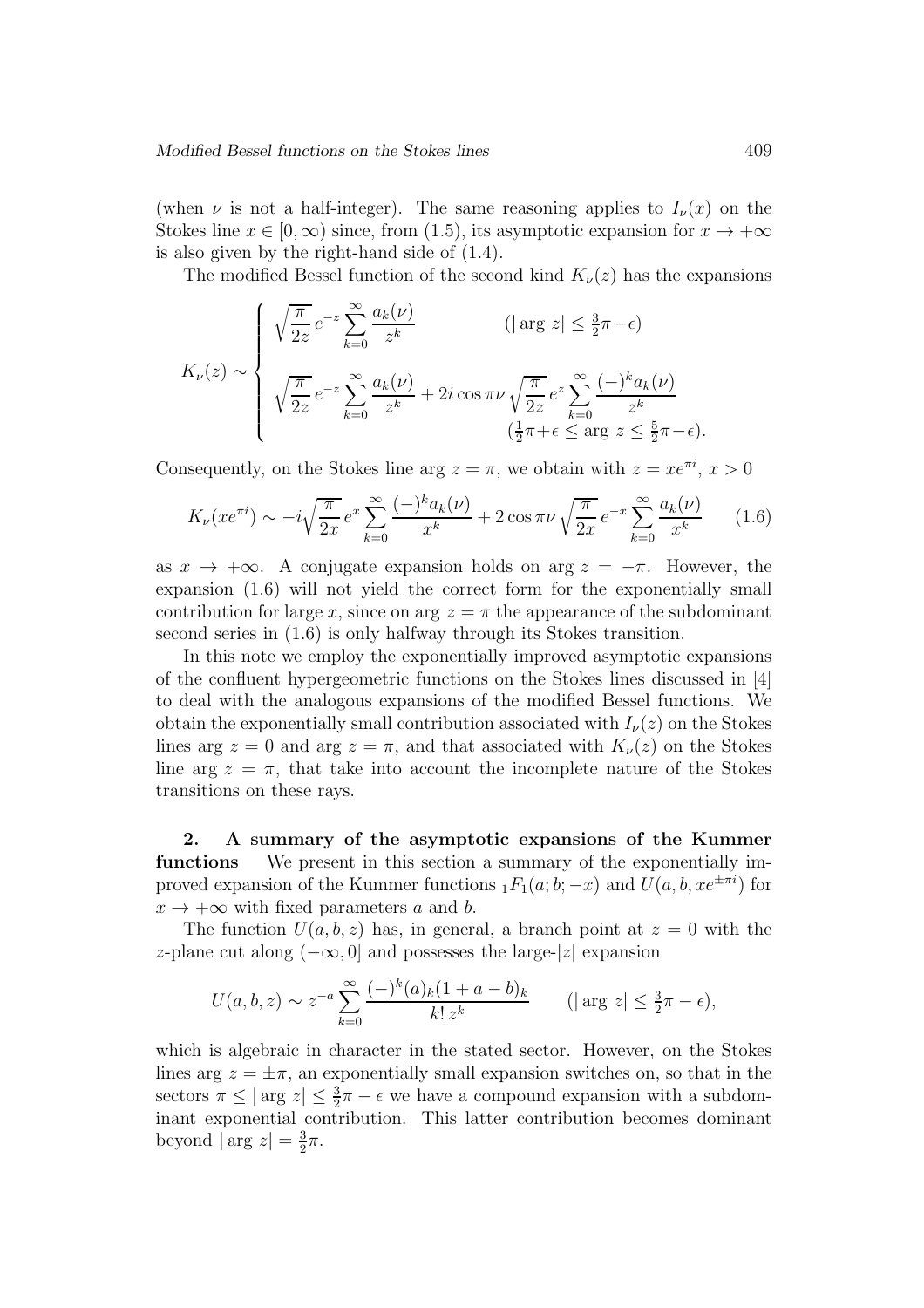(when $\nu$ is not a half-integer). The same reasoning applies to $I_\nu(x)$ on the Stokes line $x \in [0, \infty)$ since, from (1.5), its asymptotic expansion for $x \to +\infty$ is also given by the right-hand side of (1.4).

The modified Bessel function of the second kind $K_\nu(z)$ has the expansions

$$K_\nu(z) \sim \begin{cases} \sqrt{\dfrac{\pi}{2z}}\, e^{-z} \displaystyle\sum_{k=0}^{\infty} \frac{a_k(\nu)}{z^k} & (|\arg z| \le \tfrac{3}{2}\pi - \epsilon) \\[2ex] \sqrt{\dfrac{\pi}{2z}}\, e^{-z} \displaystyle\sum_{k=0}^{\infty} \frac{a_k(\nu)}{z^k} + 2i\cos\pi\nu \sqrt{\dfrac{\pi}{2z}}\, e^{z} \displaystyle\sum_{k=0}^{\infty} \frac{(-)^k a_k(\nu)}{z^k} \\ \hfill (\tfrac{1}{2}\pi + \epsilon \le \arg z \le \tfrac{5}{2}\pi - \epsilon). \end{cases}$$

Consequently, on the Stokes line $\arg z = \pi$, we obtain with $z = xe^{\pi i}$, $x > 0$

$$K_\nu(xe^{\pi i}) \sim -i\sqrt{\frac{\pi}{2x}}\, e^{x} \sum_{k=0}^{\infty} \frac{(-)^k a_k(\nu)}{x^k} + 2\cos\pi\nu \sqrt{\frac{\pi}{2x}}\, e^{-x} \sum_{k=0}^{\infty} \frac{a_k(\nu)}{x^k} \qquad (1.6)$$

as $x \to +\infty$. A conjugate expansion holds on $\arg z = -\pi$. However, the expansion (1.6) will not yield the correct form for the exponentially small contribution for large $x$, since on $\arg z = \pi$ the appearance of the subdominant second series in (1.6) is only halfway through its Stokes transition.

In this note we employ the exponentially improved asymptotic expansions of the confluent hypergeometric functions on the Stokes lines discussed in [4] to deal with the analogous expansions of the modified Bessel functions. We obtain the exponentially small contribution associated with $I_\nu(z)$ on the Stokes lines $\arg z = 0$ and $\arg z = \pi$, and that associated with $K_\nu(z)$ on the Stokes line $\arg z = \pi$, that take into account the incomplete nature of the Stokes transitions on these rays.

## 2. A summary of the asymptotic expansions of the Kummer functions

We present in this section a summary of the exponentially improved expansion of the Kummer functions ${}_1F_1(a; b; -x)$ and $U(a, b, xe^{\pm\pi i})$ for $x \to +\infty$ with fixed parameters $a$ and $b$.

The function $U(a, b, z)$ has, in general, a branch point at $z = 0$ with the $z$-plane cut along $(-\infty, 0]$ and possesses the large-$|z|$ expansion

$$U(a, b, z) \sim z^{-a} \sum_{k=0}^{\infty} \frac{(-)^k (a)_k (1 + a - b)_k}{k!\, z^k} \qquad (|\arg z| \le \tfrac{3}{2}\pi - \epsilon),$$

which is algebraic in character in the stated sector. However, on the Stokes lines $\arg z = \pm\pi$, an exponentially small expansion switches on, so that in the sectors $\pi \le |\arg z| \le \frac{3}{2}\pi - \epsilon$ we have a compound expansion with a subdominant exponential contribution. This latter contribution becomes dominant beyond $|\arg z| = \frac{3}{2}\pi$.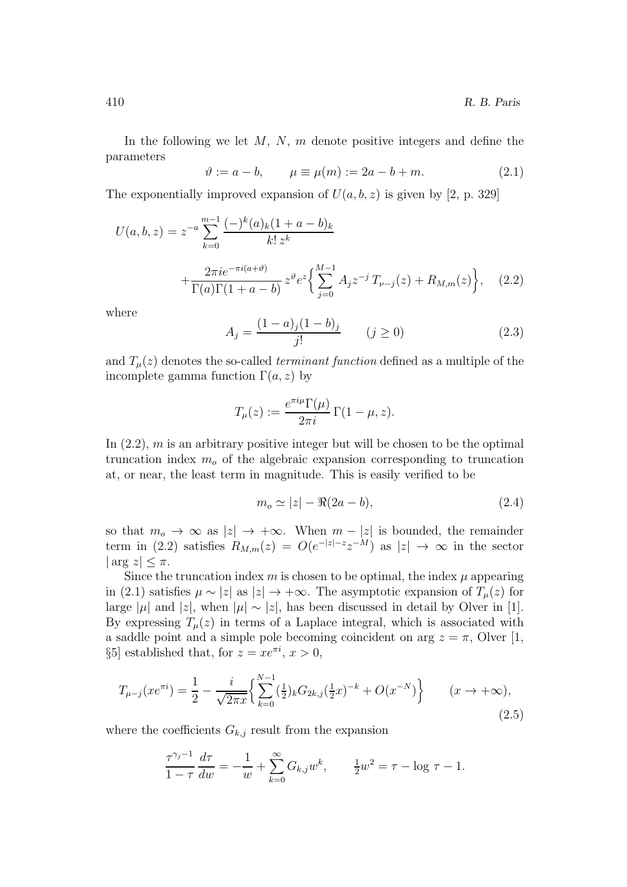In the following we let $M$, $N$, $m$ denote positive integers and define the parameters

$$\vartheta := a - b, \qquad \mu \equiv \mu(m) := 2a - b + m. \tag{2.1}$$

The exponentially improved expansion of $U(a, b, z)$ is given by [2, p. 329]

$$U(a,b,z) = z^{-a} \sum_{k=0}^{m-1} \frac{(-)^k (a)_k (1+a-b)_k}{k!\, z^k}$$
$$+ \frac{2\pi i e^{-\pi i(a+\vartheta)}}{\Gamma(a)\Gamma(1+a-b)}\, z^{\vartheta} e^{z} \Big\{ \sum_{j=0}^{M-1} A_j z^{-j}\, T_{\nu-j}(z) + R_{M,m}(z) \Big\}, \tag{2.2}$$

where

$$A_j = \frac{(1-a)_j (1-b)_j}{j!} \qquad (j \geq 0) \tag{2.3}$$

and $T_\mu(z)$ denotes the so-called *terminant function* defined as a multiple of the incomplete gamma function $\Gamma(a, z)$ by

$$T_\mu(z) := \frac{e^{\pi i \mu}\Gamma(\mu)}{2\pi i}\, \Gamma(1-\mu, z).$$

In (2.2), $m$ is an arbitrary positive integer but will be chosen to be the optimal truncation index $m_o$ of the algebraic expansion corresponding to truncation at, or near, the least term in magnitude. This is easily verified to be

$$m_o \simeq |z| - \Re(2a - b), \tag{2.4}$$

so that $m_o \to \infty$ as $|z| \to +\infty$. When $m - |z|$ is bounded, the remainder term in (2.2) satisfies $R_{M,m}(z) = O(e^{-|z|-z} z^{-M})$ as $|z| \to \infty$ in the sector $|\arg z| \leq \pi$.

Since the truncation index $m$ is chosen to be optimal, the index $\mu$ appearing in (2.1) satisfies $\mu \sim |z|$ as $|z| \to +\infty$. The asymptotic expansion of $T_\mu(z)$ for large $|\mu|$ and $|z|$, when $|\mu| \sim |z|$, has been discussed in detail by Olver in [1]. By expressing $T_\mu(z)$ in terms of a Laplace integral, which is associated with a saddle point and a simple pole becoming coincident on $\arg z = \pi$, Olver [1, §5] established that, for $z = xe^{\pi i}$, $x > 0$,

$$T_{\mu-j}(xe^{\pi i}) = \frac{1}{2} - \frac{i}{\sqrt{2\pi x}} \Big\{ \sum_{k=0}^{N-1} (\tfrac{1}{2})_k G_{2k,j} (\tfrac{1}{2}x)^{-k} + O(x^{-N}) \Big\} \qquad (x \to +\infty), \tag{2.5}$$

where the coefficients $G_{k,j}$ result from the expansion

$$\frac{\tau^{\gamma_j - 1}}{1-\tau} \frac{d\tau}{dw} = -\frac{1}{w} + \sum_{k=0}^{\infty} G_{k,j} w^k, \qquad \tfrac{1}{2}w^2 = \tau - \log\tau - 1.$$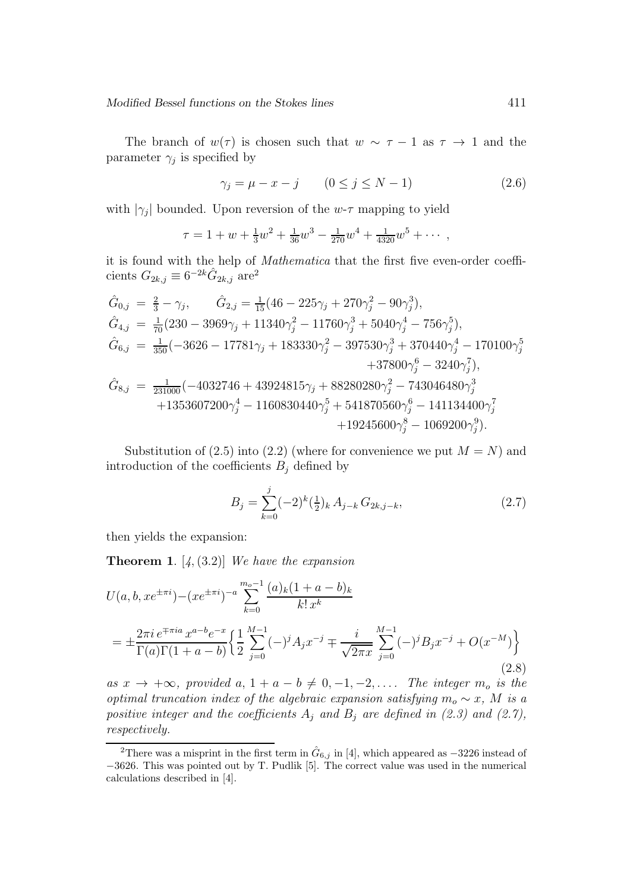The branch of $w(\tau)$ is chosen such that $w \sim \tau - 1$ as $\tau \to 1$ and the parameter $\gamma_j$ is specified by

$$\gamma_j = \mu - x - j \qquad (0 \le j \le N-1) \tag{2.6}$$

with $|\gamma_j|$ bounded. Upon reversion of the $w$-$\tau$ mapping to yield

$$\tau = 1 + w + \tfrac{1}{3}w^2 + \tfrac{1}{36}w^3 - \tfrac{1}{270}w^4 + \tfrac{1}{4320}w^5 + \cdots ,$$

it is found with the help of *Mathematica* that the first five even-order coefficients $G_{2k,j} \equiv 6^{-2k}\hat{G}_{2k,j}$ are[2]

$$\begin{aligned}
\hat{G}_{0,j} &= \tfrac{2}{3} - \gamma_j, \qquad \hat{G}_{2,j} = \tfrac{1}{15}(46 - 225\gamma_j + 270\gamma_j^2 - 90\gamma_j^3),\\
\hat{G}_{4,j} &= \tfrac{1}{70}(230 - 3969\gamma_j + 11340\gamma_j^2 - 11760\gamma_j^3 + 5040\gamma_j^4 - 756\gamma_j^5),\\
\hat{G}_{6,j} &= \tfrac{1}{350}(-3626 - 17781\gamma_j + 183330\gamma_j^2 - 397530\gamma_j^3 + 370440\gamma_j^4 - 170100\gamma_j^5\\
&\qquad +37800\gamma_j^6 - 3240\gamma_j^7),\\
\hat{G}_{8,j} &= \tfrac{1}{231000}(-4032746 + 43924815\gamma_j + 88280280\gamma_j^2 - 743046480\gamma_j^3\\
&\qquad +1353607200\gamma_j^4 - 1160830440\gamma_j^5 + 541870560\gamma_j^6 - 141134400\gamma_j^7\\
&\qquad +19245600\gamma_j^8 - 1069200\gamma_j^9).
\end{aligned}$$

Substitution of (2.5) into (2.2) (where for convenience we put $M = N$) and introduction of the coefficients $B_j$ defined by

$$B_j = \sum_{k=0}^{j} (-2)^k (\tfrac{1}{2})_k \, A_{j-k} \, G_{2k,j-k}, \tag{2.7}$$

then yields the expansion:

**Theorem 1**. [4, (3.2)] *We have the expansion*

$$\begin{aligned}
U(a, b, xe^{\pm\pi i}) &- (xe^{\pm\pi i})^{-a} \sum_{k=0}^{m_o-1} \frac{(a)_k(1+a-b)_k}{k!\, x^k}\\
&= \pm\frac{2\pi i\, e^{\mp\pi i a}\, x^{a-b} e^{-x}}{\Gamma(a)\Gamma(1+a-b)} \Big\{ \frac{1}{2} \sum_{j=0}^{M-1} (-)^j A_j x^{-j} \mp \frac{i}{\sqrt{2\pi x}} \sum_{j=0}^{M-1} (-)^j B_j x^{-j} + O(x^{-M}) \Big\}
\end{aligned} \tag{2.8}$$

*as $x \to +\infty$, provided $a,\ 1+a-b \neq 0, -1, -2, \ldots$. The integer $m_o$ is the optimal truncation index of the algebraic expansion satisfying $m_o \sim x$, $M$ is a positive integer and the coefficients $A_j$ and $B_j$ are defined in (2.3) and (2.7), respectively.*

---

[2] There was a misprint in the first term in $\hat{G}_{6,j}$ in [4], which appeared as $-3226$ instead of $-3626$. This was pointed out by T. Pudlik [5]. The correct value was used in the numerical calculations described in [4].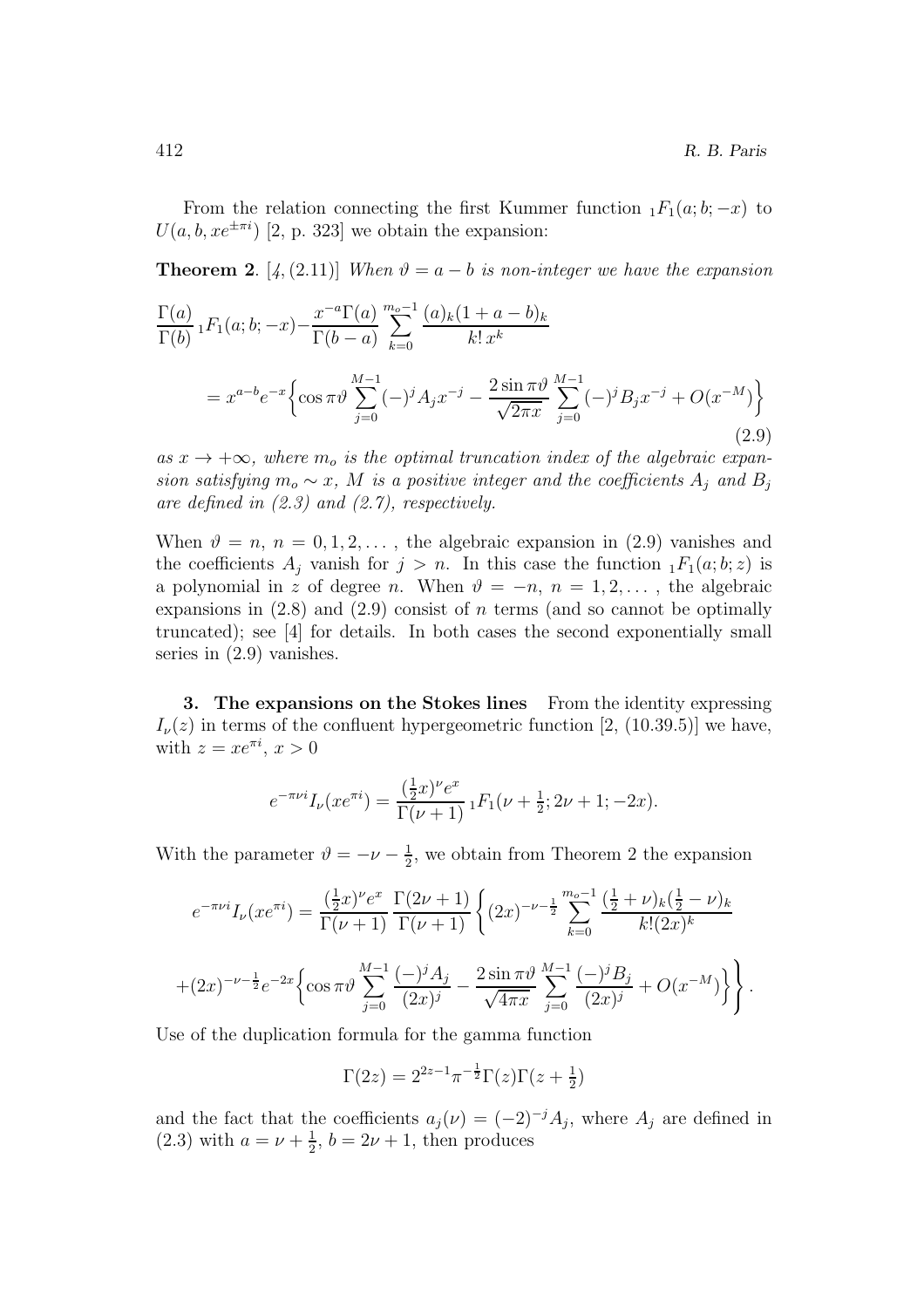From the relation connecting the first Kummer function ${}_1F_1(a;b;-x)$ to $U(a,b,xe^{\pm\pi i})$ [2, p. 323] we obtain the expansion:

**Theorem 2**. [4, (2.11)] *When $\vartheta = a-b$ is non-integer we have the expansion*

$$\frac{\Gamma(a)}{\Gamma(b)}\,{}_1F_1(a;b;-x) - \frac{x^{-a}\Gamma(a)}{\Gamma(b-a)}\sum_{k=0}^{m_o-1}\frac{(a)_k(1+a-b)_k}{k!\,x^k}$$

$$= x^{a-b}e^{-x}\bigg\{\cos\pi\vartheta\sum_{j=0}^{M-1}(-)^jA_jx^{-j} - \frac{2\sin\pi\vartheta}{\sqrt{2\pi x}}\sum_{j=0}^{M-1}(-)^jB_jx^{-j} + O(x^{-M})\bigg\} \tag{2.9}$$

*as $x\to+\infty$, where $m_o$ is the optimal truncation index of the algebraic expansion satisfying $m_o\sim x$, $M$ is a positive integer and the coefficients $A_j$ and $B_j$ are defined in (2.3) and (2.7), respectively.*

When $\vartheta = n$, $n=0,1,2,\ldots$, the algebraic expansion in (2.9) vanishes and the coefficients $A_j$ vanish for $j>n$. In this case the function ${}_1F_1(a;b;z)$ is a polynomial in $z$ of degree $n$. When $\vartheta=-n$, $n=1,2,\ldots$, the algebraic expansions in (2.8) and (2.9) consist of $n$ terms (and so cannot be optimally truncated); see [4] for details. In both cases the second exponentially small series in (2.9) vanishes.

## 3. The expansions on the Stokes lines

From the identity expressing $I_\nu(z)$ in terms of the confluent hypergeometric function [2, (10.39.5)] we have, with $z=xe^{\pi i}$, $x>0$

$$e^{-\pi\nu i}I_\nu(xe^{\pi i}) = \frac{(\frac{1}{2}x)^\nu e^x}{\Gamma(\nu+1)}\,{}_1F_1(\nu+\tfrac{1}{2};2\nu+1;-2x).$$

With the parameter $\vartheta=-\nu-\frac{1}{2}$, we obtain from Theorem 2 the expansion

$$e^{-\pi\nu i}I_\nu(xe^{\pi i}) = \frac{(\frac{1}{2}x)^\nu e^x}{\Gamma(\nu+1)}\,\frac{\Gamma(2\nu+1)}{\Gamma(\nu+1)}\bigg\{(2x)^{-\nu-\frac{1}{2}}\sum_{k=0}^{m_o-1}\frac{(\frac{1}{2}+\nu)_k(\frac{1}{2}-\nu)_k}{k!(2x)^k}$$

$$+(2x)^{-\nu-\frac{1}{2}}e^{-2x}\bigg\{\cos\pi\vartheta\sum_{j=0}^{M-1}\frac{(-)^jA_j}{(2x)^j} - \frac{2\sin\pi\vartheta}{\sqrt{4\pi x}}\sum_{j=0}^{M-1}\frac{(-)^jB_j}{(2x)^j} + O(x^{-M})\bigg\}\Bigg\}.$$

Use of the duplication formula for the gamma function

$$\Gamma(2z) = 2^{2z-1}\pi^{-\frac{1}{2}}\Gamma(z)\Gamma(z+\tfrac{1}{2})$$

and the fact that the coefficients $a_j(\nu) = (-2)^{-j}A_j$, where $A_j$ are defined in (2.3) with $a=\nu+\frac{1}{2}$, $b=2\nu+1$, then produces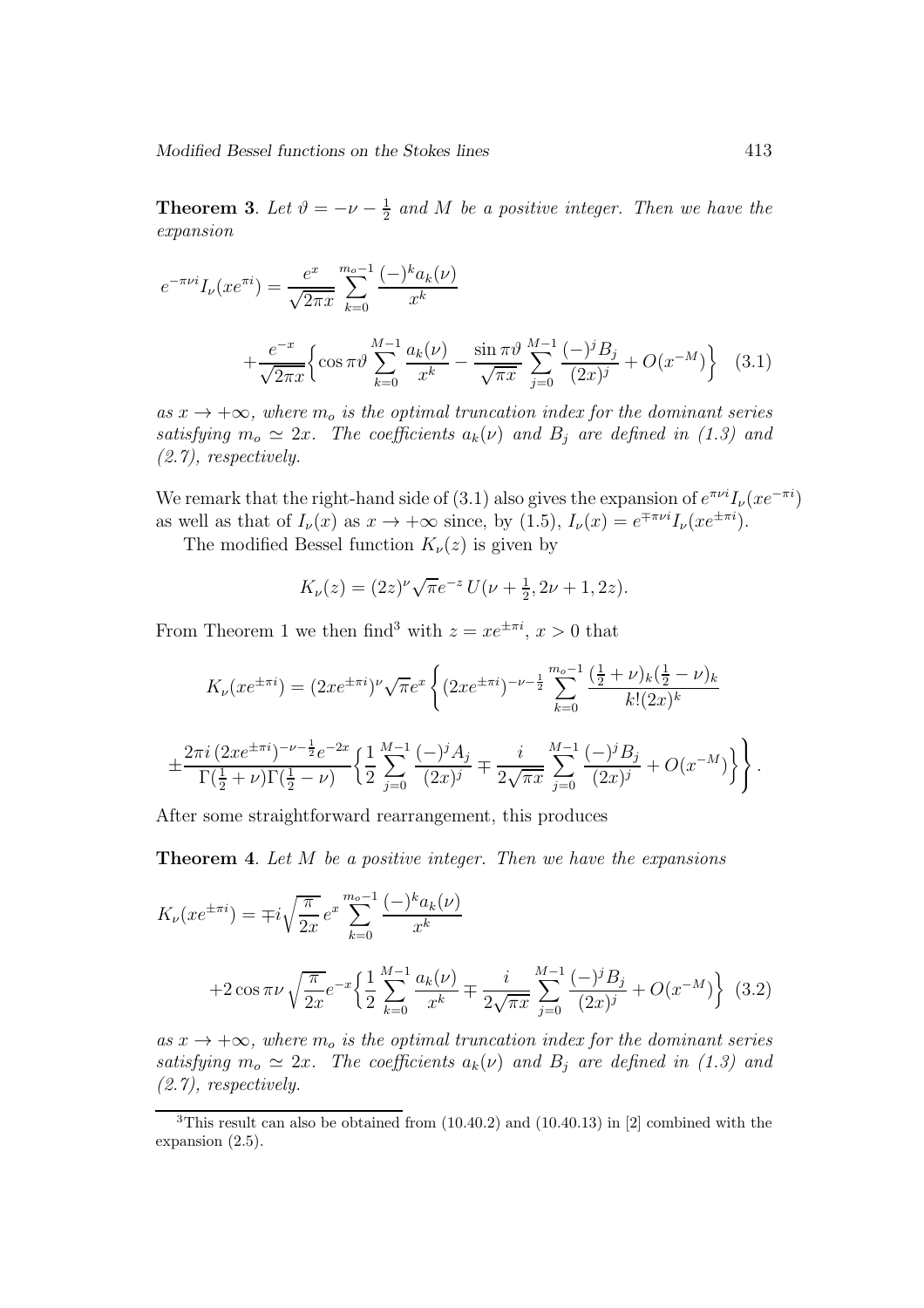**Theorem 3**. *Let $\vartheta = -\nu - \frac{1}{2}$ and $M$ be a positive integer. Then we have the expansion*

$$e^{-\pi\nu i} I_\nu(xe^{\pi i}) = \frac{e^x}{\sqrt{2\pi x}} \sum_{k=0}^{m_o-1} \frac{(-)^k a_k(\nu)}{x^k}$$

$$+ \frac{e^{-x}}{\sqrt{2\pi x}} \biggl\{ \cos \pi\vartheta \sum_{k=0}^{M-1} \frac{a_k(\nu)}{x^k} - \frac{\sin \pi\vartheta}{\sqrt{\pi x}} \sum_{j=0}^{M-1} \frac{(-)^j B_j}{(2x)^j} + O(x^{-M}) \biggr\} \quad (3.1)$$

*as $x \to +\infty$, where $m_o$ is the optimal truncation index for the dominant series satisfying $m_o \simeq 2x$. The coefficients $a_k(\nu)$ and $B_j$ are defined in (1.3) and (2.7), respectively.*

We remark that the right-hand side of (3.1) also gives the expansion of $e^{\pi\nu i} I_\nu(xe^{-\pi i})$ as well as that of $I_\nu(x)$ as $x \to +\infty$ since, by (1.5), $I_\nu(x) = e^{\mp\pi\nu i} I_\nu(xe^{\pm\pi i})$.

The modified Bessel function $K_\nu(z)$ is given by

$$K_\nu(z) = (2z)^\nu \sqrt{\pi} e^{-z}\, U(\nu + \tfrac{1}{2}, 2\nu + 1, 2z).$$

From Theorem 1 we then find[3] with $z = xe^{\pm\pi i}$, $x > 0$ that

$$K_\nu(xe^{\pm\pi i}) = (2xe^{\pm\pi i})^\nu \sqrt{\pi} e^x \Biggl\{ (2xe^{\pm\pi i})^{-\nu-\frac{1}{2}} \sum_{k=0}^{m_o-1} \frac{(\frac{1}{2}+\nu)_k (\frac{1}{2}-\nu)_k}{k!(2x)^k}$$

$$\pm \frac{2\pi i\, (2xe^{\pm\pi i})^{-\nu-\frac{1}{2}} e^{-2x}}{\Gamma(\frac{1}{2}+\nu)\Gamma(\frac{1}{2}-\nu)} \biggl\{ \frac{1}{2} \sum_{j=0}^{M-1} \frac{(-)^j A_j}{(2x)^j} \mp \frac{i}{2\sqrt{\pi x}} \sum_{j=0}^{M-1} \frac{(-)^j B_j}{(2x)^j} + O(x^{-M}) \biggr\} \Biggr\}.$$

After some straightforward rearrangement, this produces

**Theorem 4**. *Let $M$ be a positive integer. Then we have the expansions*

$$K_\nu(xe^{\pm\pi i}) = \mp i \sqrt{\frac{\pi}{2x}}\, e^x \sum_{k=0}^{m_o-1} \frac{(-)^k a_k(\nu)}{x^k}$$

$$+ 2\cos \pi\nu \sqrt{\frac{\pi}{2x}} e^{-x} \biggl\{ \frac{1}{2} \sum_{k=0}^{M-1} \frac{a_k(\nu)}{x^k} \mp \frac{i}{2\sqrt{\pi x}} \sum_{j=0}^{M-1} \frac{(-)^j B_j}{(2x)^j} + O(x^{-M}) \biggr\} \quad (3.2)$$

*as $x \to +\infty$, where $m_o$ is the optimal truncation index for the dominant series satisfying $m_o \simeq 2x$. The coefficients $a_k(\nu)$ and $B_j$ are defined in (1.3) and (2.7), respectively.*

---

[3] This result can also be obtained from (10.40.2) and (10.40.13) in [2] combined with the expansion (2.5).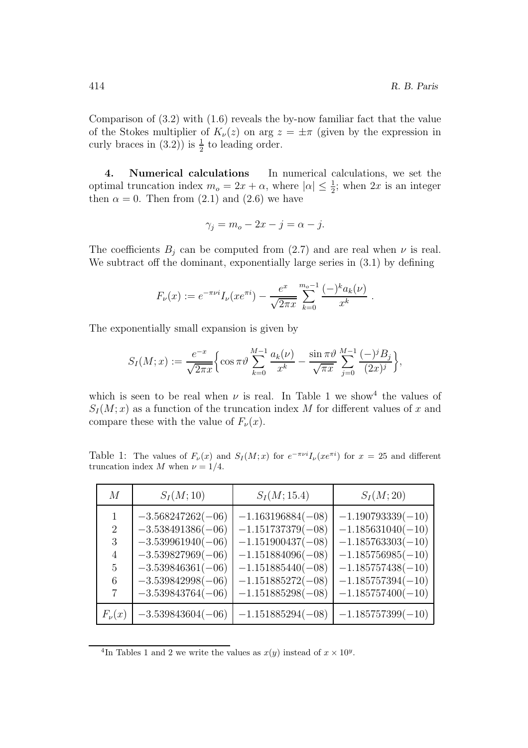Comparison of (3.2) with (1.6) reveals the by-now familiar fact that the value of the Stokes multiplier of $K_\nu(z)$ on $\arg z = \pm\pi$ (given by the expression in curly braces in (3.2)) is $\frac{1}{2}$ to leading order.

## 4. Numerical calculations

In numerical calculations, we set the optimal truncation index $m_o = 2x + \alpha$, where $|\alpha| \leq \frac{1}{2}$; when $2x$ is an integer then $\alpha = 0$. Then from (2.1) and (2.6) we have

$$\gamma_j = m_o - 2x - j = \alpha - j.$$

The coefficients $B_j$ can be computed from (2.7) and are real when $\nu$ is real. We subtract off the dominant, exponentially large series in (3.1) by defining

$$F_\nu(x) := e^{-\pi\nu i} I_\nu(xe^{\pi i}) - \frac{e^x}{\sqrt{2\pi x}} \sum_{k=0}^{m_o-1} \frac{(-)^k a_k(\nu)}{x^k}.$$

The exponentially small expansion is given by

$$S_I(M;x) := \frac{e^{-x}}{\sqrt{2\pi x}} \Big\{ \cos\pi\vartheta \sum_{k=0}^{M-1} \frac{a_k(\nu)}{x^k} - \frac{\sin\pi\vartheta}{\sqrt{\pi x}} \sum_{j=0}^{M-1} \frac{(-)^j B_j}{(2x)^j} \Big\},$$

which is seen to be real when $\nu$ is real. In Table 1 we show[4] the values of $S_I(M;x)$ as a function of the truncation index $M$ for different values of $x$ and compare these with the value of $F_\nu(x)$.

Table 1: The values of $F_\nu(x)$ and $S_I(M;x)$ for $e^{-\pi\nu i} I_\nu(xe^{\pi i})$ for $x = 25$ and different truncation index $M$ when $\nu = 1/4$.

| $M$ | $S_I(M;10)$ | $S_I(M;15.4)$ | $S_I(M;20)$ |
|---|---|---|---|
| 1 | $-3.568247262(-06)$ | $-1.163196884(-08)$ | $-1.190793339(-10)$ |
| 2 | $-3.538491386(-06)$ | $-1.151737379(-08)$ | $-1.185631040(-10)$ |
| 3 | $-3.539961940(-06)$ | $-1.151900437(-08)$ | $-1.185763303(-10)$ |
| 4 | $-3.539827969(-06)$ | $-1.151884096(-08)$ | $-1.185756985(-10)$ |
| 5 | $-3.539846361(-06)$ | $-1.151885440(-08)$ | $-1.185757438(-10)$ |
| 6 | $-3.539842998(-06)$ | $-1.151885272(-08)$ | $-1.185757394(-10)$ |
| 7 | $-3.539843764(-06)$ | $-1.151885298(-08)$ | $-1.185757400(-10)$ |
| $F_\nu(x)$ | $-3.539843604(-06)$ | $-1.151885294(-08)$ | $-1.185757399(-10)$ |

[4] In Tables 1 and 2 we write the values as $x(y)$ instead of $x \times 10^y$.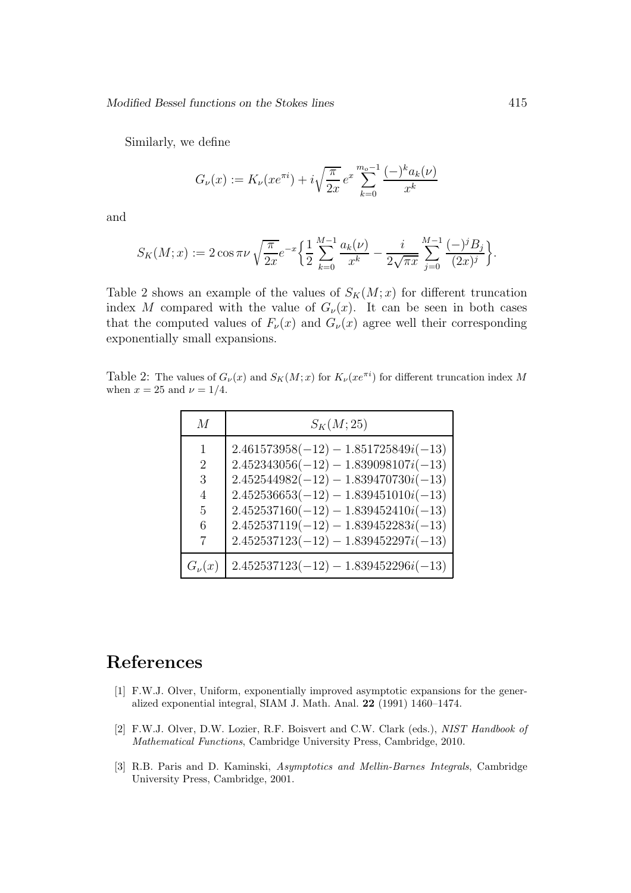Similarly, we define

$$G_\nu(x) := K_\nu(xe^{\pi i}) + i\sqrt{\frac{\pi}{2x}}\, e^x \sum_{k=0}^{m_o-1} \frac{(-)^k a_k(\nu)}{x^k}$$

and

$$S_K(M;x) := 2\cos\pi\nu\,\sqrt{\frac{\pi}{2x}} e^{-x}\Big\{\frac{1}{2}\sum_{k=0}^{M-1}\frac{a_k(\nu)}{x^k} - \frac{i}{2\sqrt{\pi x}}\sum_{j=0}^{M-1}\frac{(-)^j B_j}{(2x)^j}\Big\}.$$

Table 2 shows an example of the values of $S_K(M;x)$ for different truncation index $M$ compared with the value of $G_\nu(x)$. It can be seen in both cases that the computed values of $F_\nu(x)$ and $G_\nu(x)$ agree well their corresponding exponentially small expansions.

Table 2: The values of $G_\nu(x)$ and $S_K(M;x)$ for $K_\nu(xe^{\pi i})$ for different truncation index $M$ when $x = 25$ and $\nu = 1/4$.

| $M$ | $S_K(M;25)$ |
|---|---|
| 1 | $2.461573958(-12) - 1.851725849i(-13)$ |
| 2 | $2.452343056(-12) - 1.839098107i(-13)$ |
| 3 | $2.452544982(-12) - 1.839470730i(-13)$ |
| 4 | $2.452536653(-12) - 1.839451010i(-13)$ |
| 5 | $2.452537160(-12) - 1.839452410i(-13)$ |
| 6 | $2.452537119(-12) - 1.839452283i(-13)$ |
| 7 | $2.452537123(-12) - 1.839452297i(-13)$ |
| $G_\nu(x)$ | $2.452537123(-12) - 1.839452296i(-13)$ |

# References

[1] F.W.J. Olver, Uniform, exponentially improved asymptotic expansions for the generalized exponential integral, SIAM J. Math. Anal. **22** (1991) 1460–1474.

[2] F.W.J. Olver, D.W. Lozier, R.F. Boisvert and C.W. Clark (eds.), *NIST Handbook of Mathematical Functions*, Cambridge University Press, Cambridge, 2010.

[3] R.B. Paris and D. Kaminski, *Asymptotics and Mellin-Barnes Integrals*, Cambridge University Press, Cambridge, 2001.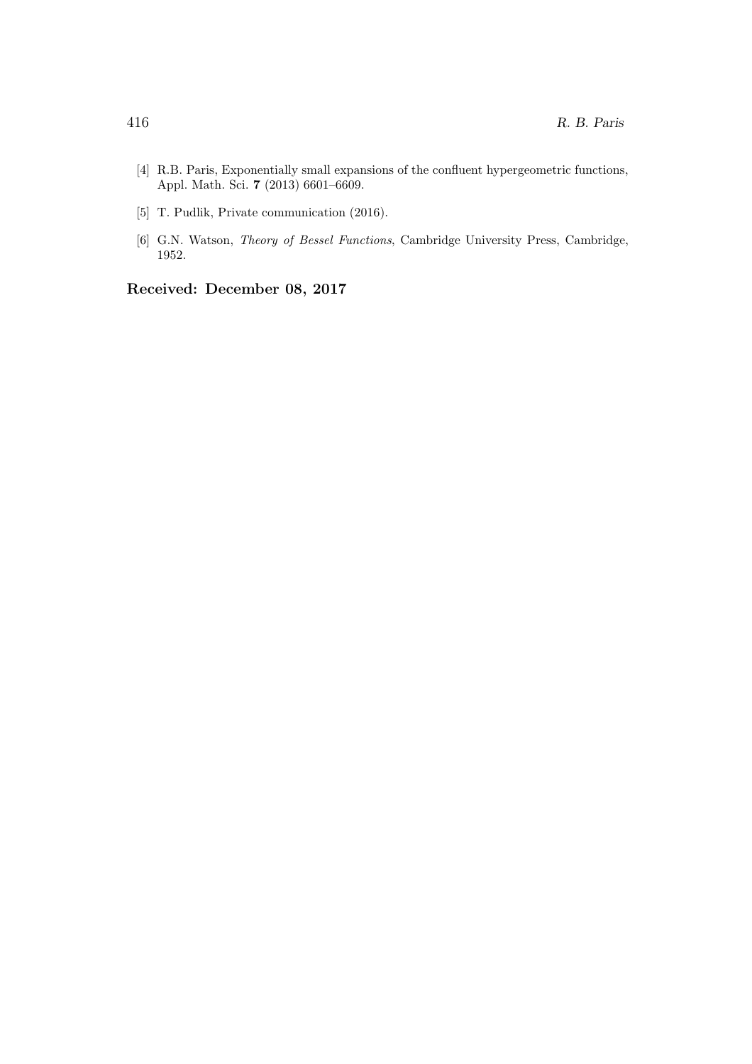[4] R.B. Paris, Exponentially small expansions of the confluent hypergeometric functions, Appl. Math. Sci. **7** (2013) 6601–6609.

[5] T. Pudlik, Private communication (2016).

[6] G.N. Watson, *Theory of Bessel Functions*, Cambridge University Press, Cambridge, 1952.

**Received: December 08, 2017**